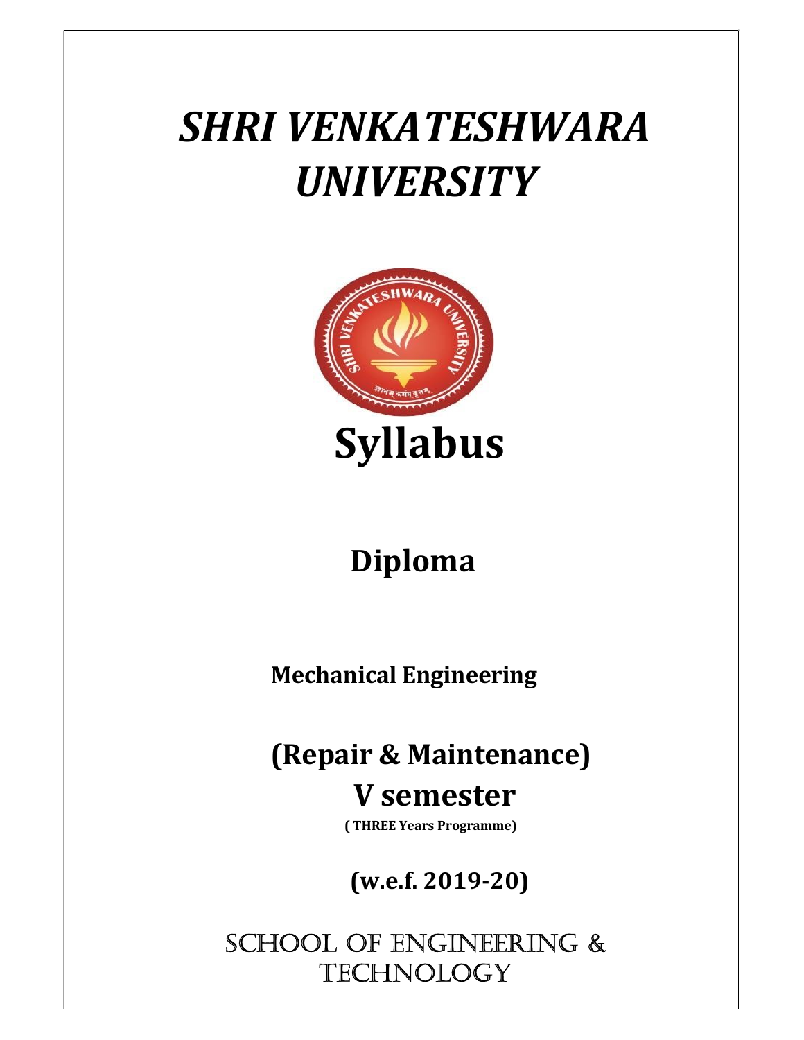# *SHRI VENKATESHWARA UNIVERSITY*

# Syllabus

## Diploma

**Mechanical Engineering**

## (Repair & Maintenance)

## V semester

**( THREE Years Programme)**

**(w.e.f. 2019-20)**

SCHOOL OF ENGINEERING & TECHNOLOGY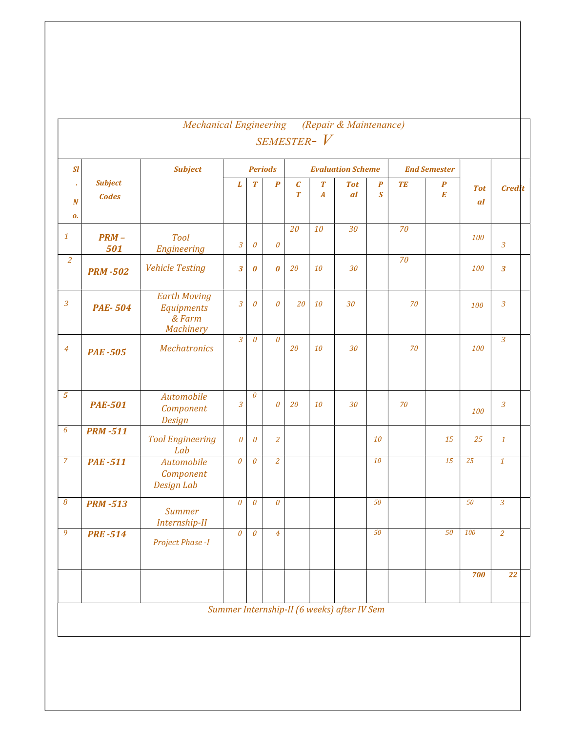Mechanical Engineering (Repair & Maintenance)

SEMESTER- V

| Sl. No. | Subject Codes | Subject | Periods | | | Evaluation Scheme | | | | End Semester | | Total | Credit |
|---|---|---|---|---|---|---|---|---|---|---|---|---|---|
| | | | L | T | P | CT | TA | Total | PS | TE | PE | | |
| 1 | PRM – 501 | Tool Engineering | 3 | 0 | 0 | 20 | 10 | 30 | | 70 | | 100 | 3 |
| 2 | PRM -502 | Vehicle Testing | 3 | 0 | 0 | 20 | 10 | 30 | | 70 | | 100 | 3 |
| 3 | PAE- 504 | Earth Moving Equipments & Farm Machinery | 3 | 0 | 0 | 20 | 10 | 30 | | 70 | | 100 | 3 |
| 4 | PAE -505 | Mechatronics | 3 | 0 | 0 | 20 | 10 | 30 | | 70 | | 100 | 3 |
| 5 | PAE-501 | Automobile Component Design | 3 | 0 | 0 | 20 | 10 | 30 | | 70 | | 100 | 3 |
| 6 | PRM -511 | Tool Engineering Lab | 0 | 0 | 2 | | | | 10 | | 15 | 25 | 1 |
| 7 | PAE -511 | Automobile Component Design Lab | 0 | 0 | 2 | | | | 10 | | 15 | 25 | 1 |
| 8 | PRM -513 | Summer Internship-II | 0 | 0 | 0 | | | | 50 | | | 50 | 3 |
| 9 | PRE -514 | Project Phase -I | 0 | 0 | 4 | | | | 50 | | 50 | 100 | 2 |
| | | | | | | | | | | | | 700 | 22 |

Summer Internship-II (6 weeks) after IV Sem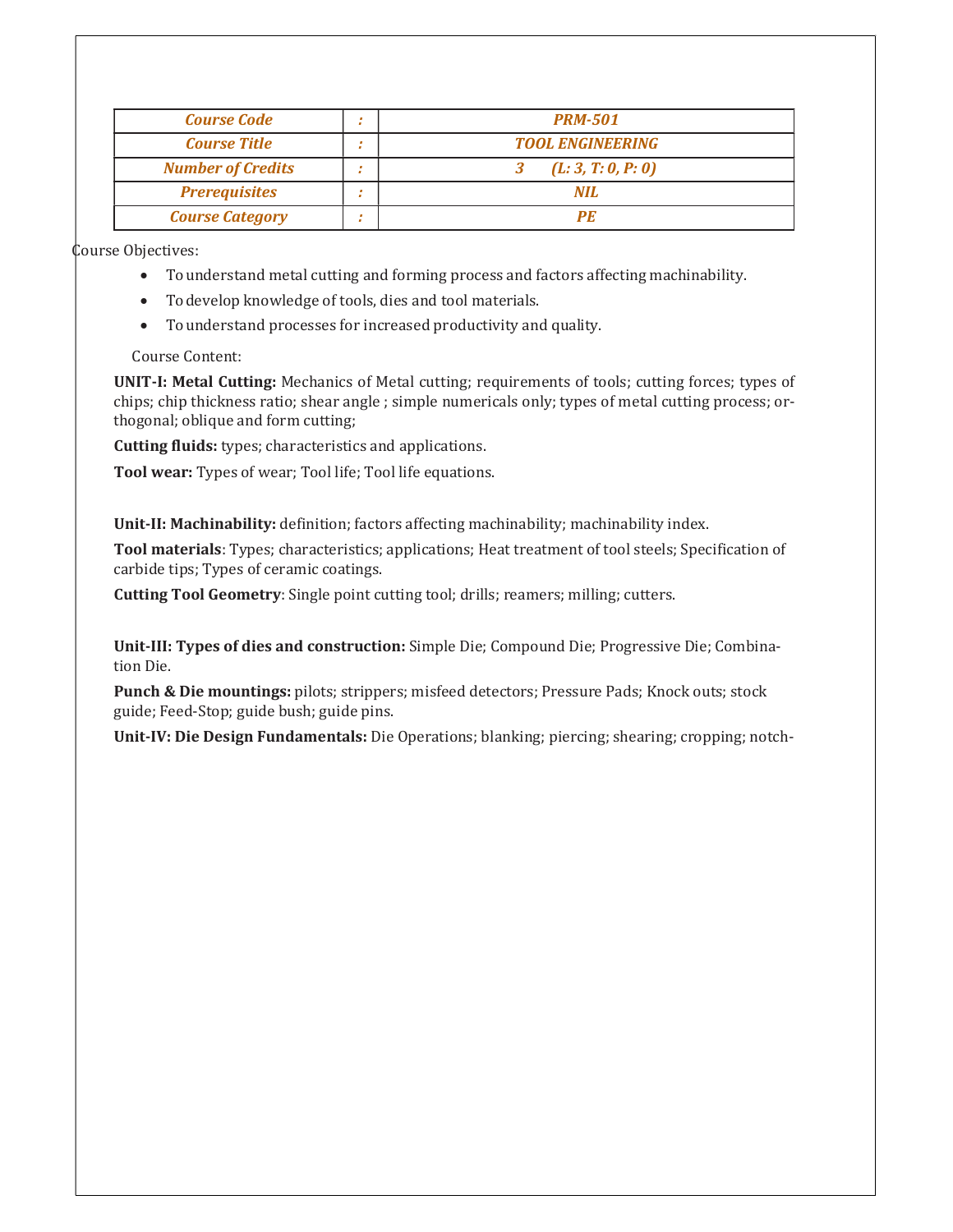| *Course Code* | : | *PRM-501* |
|---|---|---|
| *Course Title* | : | *TOOL ENGINEERING* |
| *Number of Credits* | : | *3 (L: 3, T: 0, P: 0)* |
| *Prerequisites* | : | *NIL* |
| *Course Category* | : | *PE* |

Course Objectives:

- To understand metal cutting and forming process and factors affecting machinability.
- To develop knowledge of tools, dies and tool materials.
- To understand processes for increased productivity and quality.

Course Content:

**UNIT-I: Metal Cutting:** Mechanics of Metal cutting; requirements of tools; cutting forces; types of chips; chip thickness ratio; shear angle ; simple numericals only; types of metal cutting process; orthogonal; oblique and form cutting;

**Cutting fluids:** types; characteristics and applications.

**Tool wear:** Types of wear; Tool life; Tool life equations.

**Unit-II: Machinability:** definition; factors affecting machinability; machinability index.

**Tool materials**: Types; characteristics; applications; Heat treatment of tool steels; Specification of carbide tips; Types of ceramic coatings.

**Cutting Tool Geometry**: Single point cutting tool; drills; reamers; milling; cutters.

**Unit-III: Types of dies and construction:** Simple Die; Compound Die; Progressive Die; Combination Die.

**Punch & Die mountings:** pilots; strippers; misfeed detectors; Pressure Pads; Knock outs; stock guide; Feed-Stop; guide bush; guide pins.

**Unit-IV: Die Design Fundamentals:** Die Operations; blanking; piercing; shearing; cropping; notch-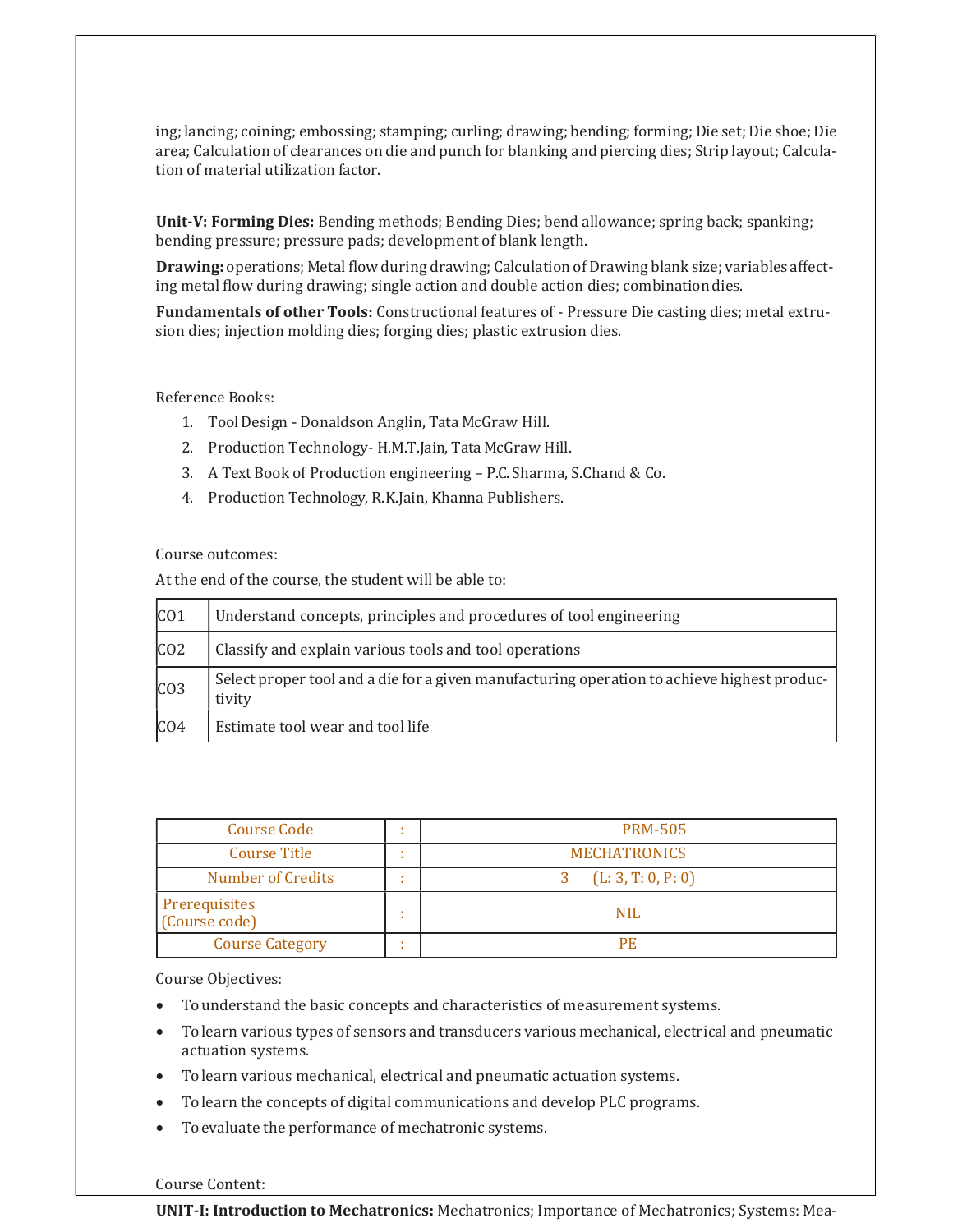ing; lancing; coining; embossing; stamping; curling; drawing; bending; forming; Die set; Die shoe; Die area; Calculation of clearances on die and punch for blanking and piercing dies; Strip layout; Calculation of material utilization factor.

**Unit-V: Forming Dies:** Bending methods; Bending Dies; bend allowance; spring back; spanking; bending pressure; pressure pads; development of blank length.

**Drawing:** operations; Metal flow during drawing; Calculation of Drawing blank size; variables affecting metal flow during drawing; single action and double action dies; combination dies.

**Fundamentals of other Tools:** Constructional features of - Pressure Die casting dies; metal extrusion dies; injection molding dies; forging dies; plastic extrusion dies.

Reference Books:

1. Tool Design - Donaldson Anglin, Tata McGraw Hill.
2. Production Technology- H.M.T.Jain, Tata McGraw Hill.
3. A Text Book of Production engineering – P.C. Sharma, S.Chand & Co.
4. Production Technology, R.K.Jain, Khanna Publishers.

Course outcomes:

At the end of the course, the student will be able to:

| | |
|---|---|
| CO1 | Understand concepts, principles and procedures of tool engineering |
| CO2 | Classify and explain various tools and tool operations |
| CO3 | Select proper tool and a die for a given manufacturing operation to achieve highest productivity |
| CO4 | Estimate tool wear and tool life |

| | | |
|---|---|---|
| Course Code | : | PRM-505 |
| Course Title | : | MECHATRONICS |
| Number of Credits | : | 3 (L: 3, T: 0, P: 0) |
| Prerequisites (Course code) | : | NIL |
| Course Category | : | PE |

Course Objectives:

- To understand the basic concepts and characteristics of measurement systems.
- To learn various types of sensors and transducers various mechanical, electrical and pneumatic actuation systems.
- To learn various mechanical, electrical and pneumatic actuation systems.
- To learn the concepts of digital communications and develop PLC programs.
- To evaluate the performance of mechatronic systems.

Course Content:

**UNIT-I: Introduction to Mechatronics:** Mechatronics; Importance of Mechatronics; Systems: Mea-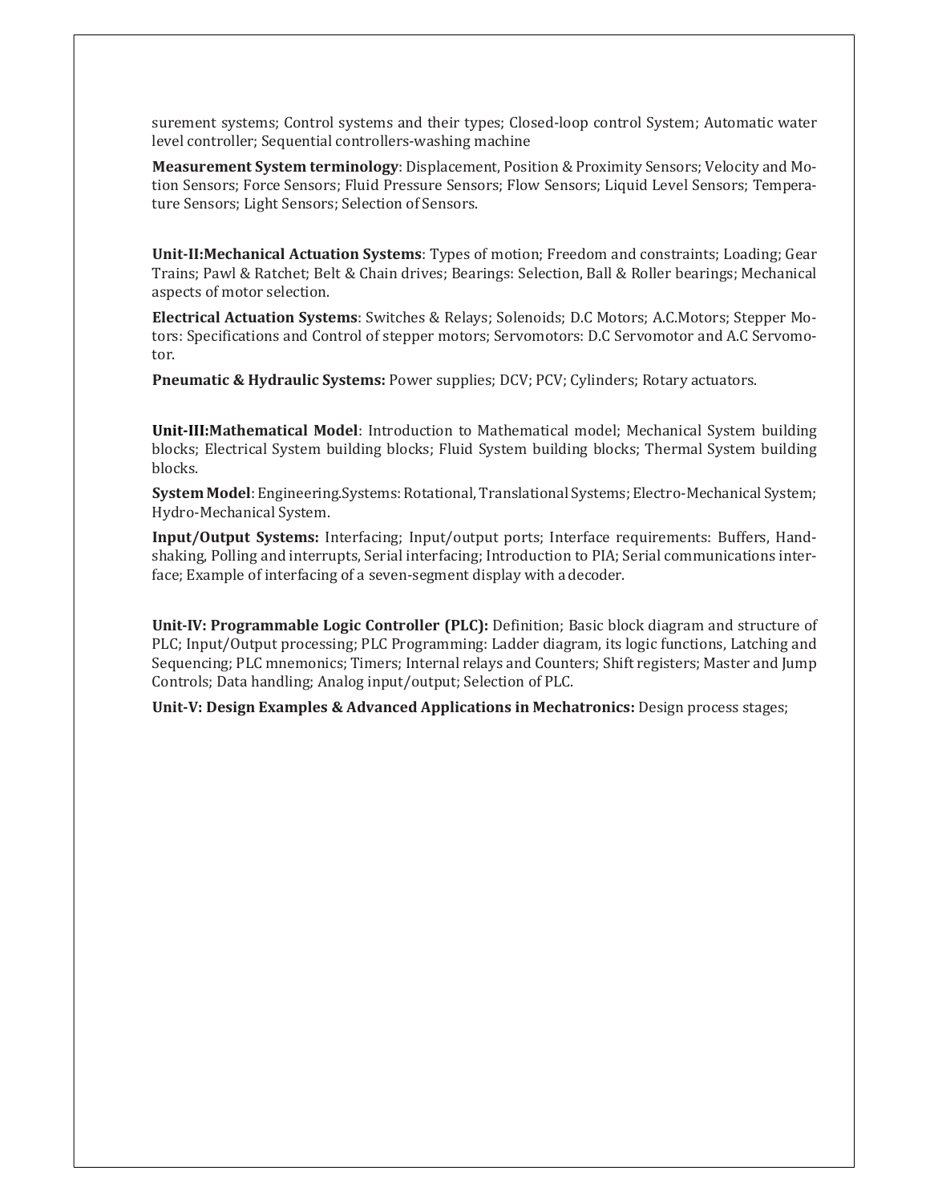surement systems; Control systems and their types; Closed-loop control System; Automatic water level controller; Sequential controllers-washing machine

**Measurement System terminology**: Displacement, Position & Proximity Sensors; Velocity and Motion Sensors; Force Sensors; Fluid Pressure Sensors; Flow Sensors; Liquid Level Sensors; Temperature Sensors; Light Sensors; Selection of Sensors.

**Unit-II:Mechanical Actuation Systems**: Types of motion; Freedom and constraints; Loading; Gear Trains; Pawl & Ratchet; Belt & Chain drives; Bearings: Selection, Ball & Roller bearings; Mechanical aspects of motor selection.

**Electrical Actuation Systems**: Switches & Relays; Solenoids; D.C Motors; A.C.Motors; Stepper Motors: Specifications and Control of stepper motors; Servomotors: D.C Servomotor and A.C Servomotor.

**Pneumatic & Hydraulic Systems:** Power supplies; DCV; PCV; Cylinders; Rotary actuators.

**Unit-III:Mathematical Model**: Introduction to Mathematical model; Mechanical System building blocks; Electrical System building blocks; Fluid System building blocks; Thermal System building blocks.

**System Model**: Engineering.Systems: Rotational, Translational Systems; Electro-Mechanical System; Hydro-Mechanical System.

**Input/Output Systems:** Interfacing; Input/output ports; Interface requirements: Buffers, Handshaking, Polling and interrupts, Serial interfacing; Introduction to PIA; Serial communications interface; Example of interfacing of a seven-segment display with a decoder.

**Unit-IV: Programmable Logic Controller (PLC):** Definition; Basic block diagram and structure of PLC; Input/Output processing; PLC Programming: Ladder diagram, its logic functions, Latching and Sequencing; PLC mnemonics; Timers; Internal relays and Counters; Shift registers; Master and Jump Controls; Data handling; Analog input/output; Selection of PLC.

**Unit-V: Design Examples & Advanced Applications in Mechatronics:** Design process stages;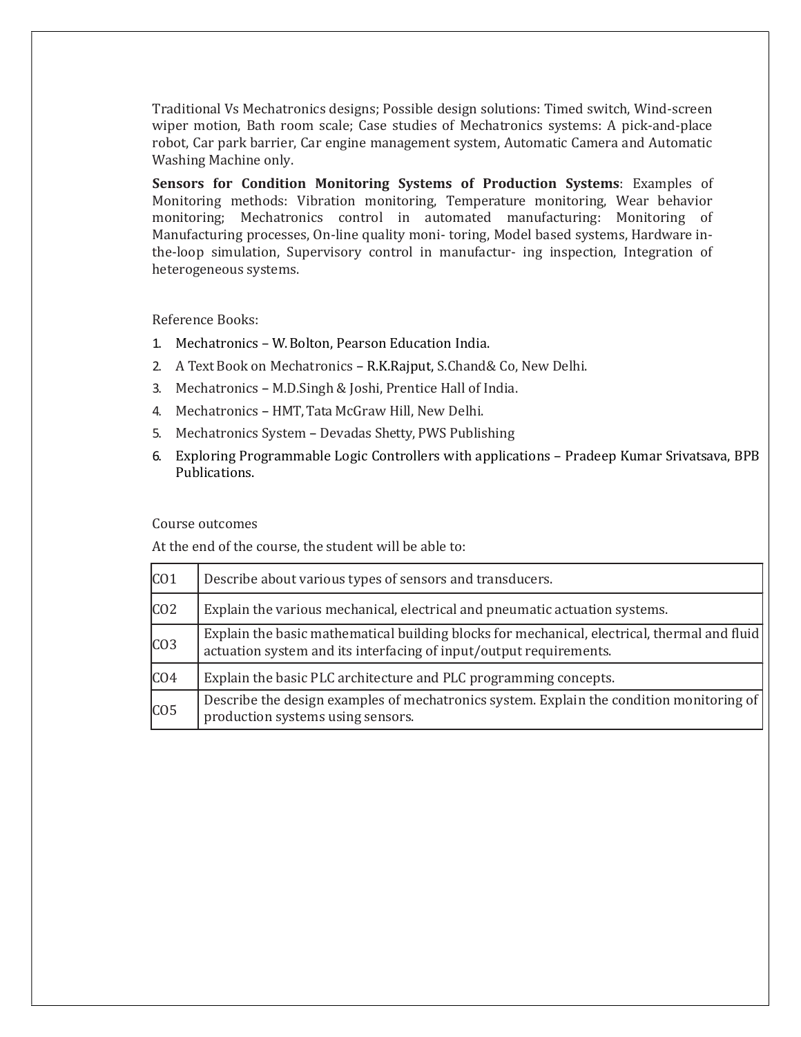Traditional Vs Mechatronics designs; Possible design solutions: Timed switch, Wind-screen wiper motion, Bath room scale; Case studies of Mechatronics systems: A pick-and-place robot, Car park barrier, Car engine management system, Automatic Camera and Automatic Washing Machine only.

**Sensors for Condition Monitoring Systems of Production Systems**: Examples of Monitoring methods: Vibration monitoring, Temperature monitoring, Wear behavior monitoring; Mechatronics control in automated manufacturing: Monitoring of Manufacturing processes, On-line quality moni- toring, Model based systems, Hardware in-the-loop simulation, Supervisory control in manufactur- ing inspection, Integration of heterogeneous systems.

Reference Books:

1. Mechatronics – W. Bolton, Pearson Education India.
2. A Text Book on Mechatronics – R.K.Rajput, S.Chand& Co, New Delhi.
3. Mechatronics – M.D.Singh & Joshi, Prentice Hall of India.
4. Mechatronics – HMT, Tata McGraw Hill, New Delhi.
5. Mechatronics System – Devadas Shetty, PWS Publishing
6. Exploring Programmable Logic Controllers with applications – Pradeep Kumar Srivatsava, BPB Publications.

Course outcomes

At the end of the course, the student will be able to:

| | |
|---|---|
| CO1 | Describe about various types of sensors and transducers. |
| CO2 | Explain the various mechanical, electrical and pneumatic actuation systems. |
| CO3 | Explain the basic mathematical building blocks for mechanical, electrical, thermal and fluid actuation system and its interfacing of input/output requirements. |
| CO4 | Explain the basic PLC architecture and PLC programming concepts. |
| CO5 | Describe the design examples of mechatronics system. Explain the condition monitoring of production systems using sensors. |